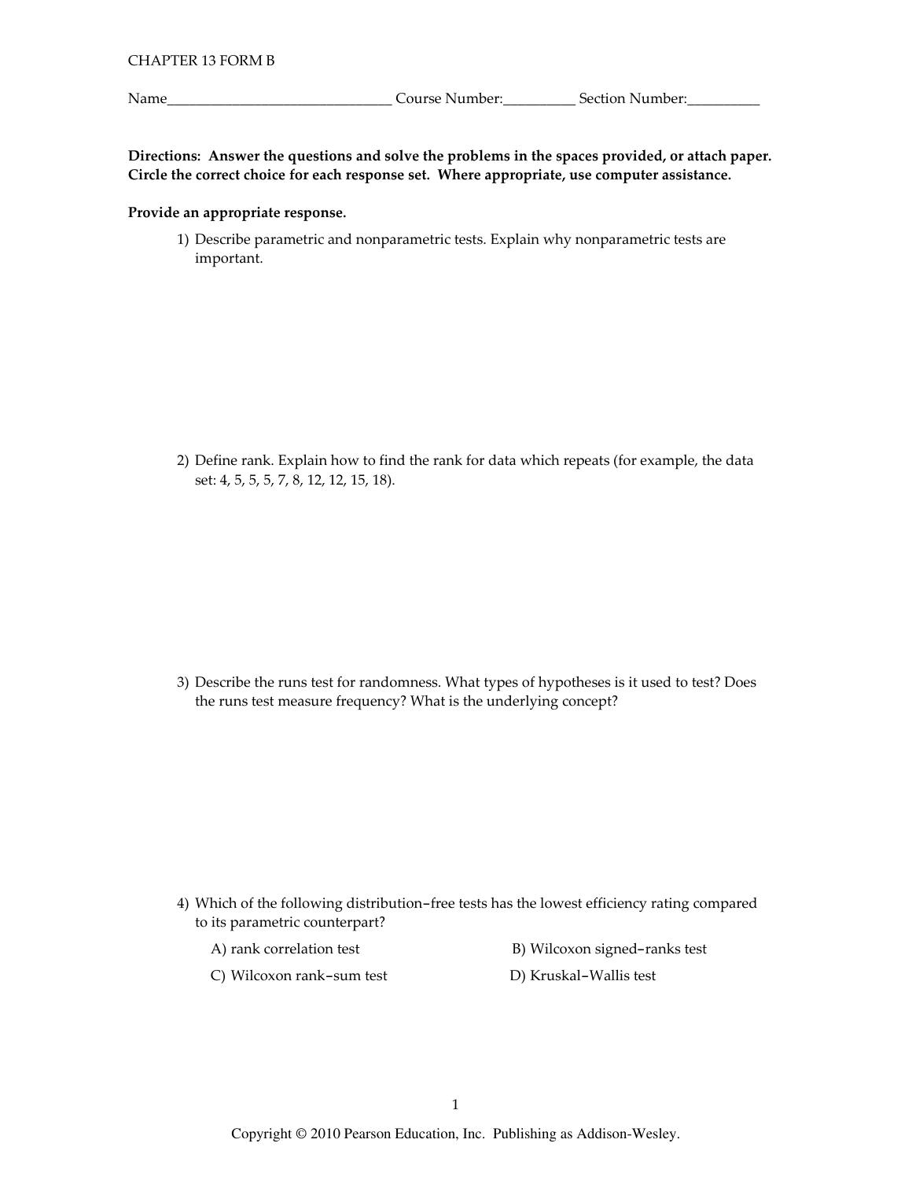CHAPTER 13 FORM B

Name_______________________________ Course Number:__________ Section Number:__________

**Directions: Answer the questions and solve the problems in the spaces provided, or attach paper. Circle the correct choice for each response set. Where appropriate, use computer assistance.**

**Provide an appropriate response.**

1) Describe parametric and nonparametric tests. Explain why nonparametric tests are important.

2) Define rank. Explain how to find the rank for data which repeats (for example, the data set: 4, 5, 5, 5, 7, 8, 12, 12, 15, 18).

3) Describe the runs test for randomness. What types of hypotheses is it used to test? Does the runs test measure frequency? What is the underlying concept?

4) Which of the following distribution−free tests has the lowest efficiency rating compared to its parametric counterpart?

A) rank correlation test

B) Wilcoxon signed−ranks test

C) Wilcoxon rank−sum test

D) Kruskal−Wallis test

Copyright © 2010 Pearson Education, Inc. Publishing as Addison-Wesley.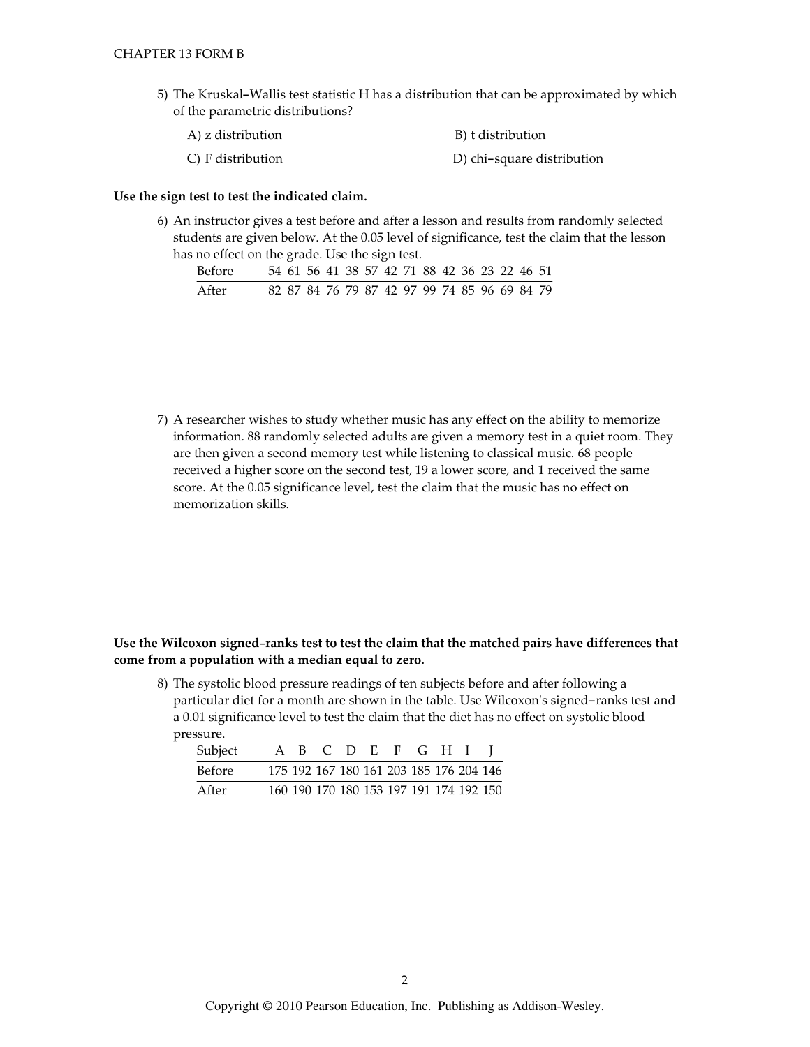5) The Kruskal–Wallis test statistic H has a distribution that can be approximated by which of the parametric distributions?

A) z distribution
B) t distribution
C) F distribution
D) chi–square distribution

**Use the sign test to test the indicated claim.**

6) An instructor gives a test before and after a lesson and results from randomly selected students are given below. At the 0.05 level of significance, test the claim that the lesson has no effect on the grade. Use the sign test.

| Before | 54 | 61 | 56 | 41 | 38 | 57 | 42 | 71 | 88 | 42 | 36 | 23 | 22 | 46 | 51 |
|---|---|---|---|---|---|---|---|---|---|---|---|---|---|---|---|
| After | 82 | 87 | 84 | 76 | 79 | 87 | 42 | 97 | 99 | 74 | 85 | 96 | 69 | 84 | 79 |

7) A researcher wishes to study whether music has any effect on the ability to memorize information. 88 randomly selected adults are given a memory test in a quiet room. They are then given a second memory test while listening to classical music. 68 people received a higher score on the second test, 19 a lower score, and 1 received the same score. At the 0.05 significance level, test the claim that the music has no effect on memorization skills.

**Use the Wilcoxon signed–ranks test to test the claim that the matched pairs have differences that come from a population with a median equal to zero.**

8) The systolic blood pressure readings of ten subjects before and after following a particular diet for a month are shown in the table. Use Wilcoxon's signed–ranks test and a 0.01 significance level to test the claim that the diet has no effect on systolic blood pressure.

| Subject | A | B | C | D | E | F | G | H | I | J |
|---|---|---|---|---|---|---|---|---|---|---|
| Before | 175 | 192 | 167 | 180 | 161 | 203 | 185 | 176 | 204 | 146 |
| After | 160 | 190 | 170 | 180 | 153 | 197 | 191 | 174 | 192 | 150 |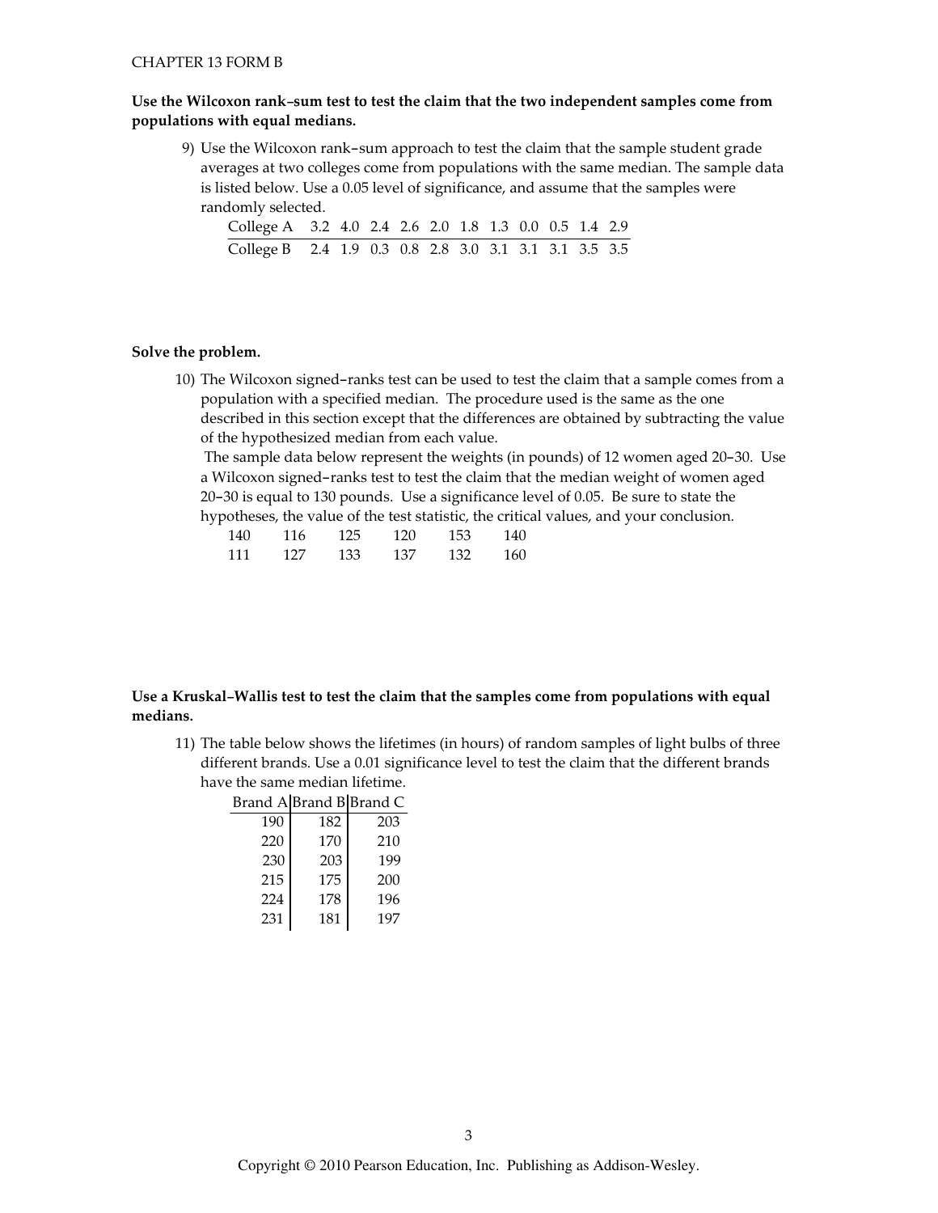CHAPTER 13 FORM B

**Use the Wilcoxon rank–sum test to test the claim that the two independent samples come from populations with equal medians.**

9) Use the Wilcoxon rank–sum approach to test the claim that the sample student grade averages at two colleges come from populations with the same median. The sample data is listed below. Use a 0.05 level of significance, and assume that the samples were randomly selected.

| College A | 3.2 | 4.0 | 2.4 | 2.6 | 2.0 | 1.8 | 1.3 | 0.0 | 0.5 | 1.4 | 2.9 |
|---|---|---|---|---|---|---|---|---|---|---|---|
| College B | 2.4 | 1.9 | 0.3 | 0.8 | 2.8 | 3.0 | 3.1 | 3.1 | 3.1 | 3.5 | 3.5 |

**Solve the problem.**

10) The Wilcoxon signed–ranks test can be used to test the claim that a sample comes from a population with a specified median. The procedure used is the same as the one described in this section except that the differences are obtained by subtracting the value of the hypothesized median from each value.

The sample data below represent the weights (in pounds) of 12 women aged 20–30. Use a Wilcoxon signed–ranks test to test the claim that the median weight of women aged 20–30 is equal to 130 pounds. Use a significance level of 0.05. Be sure to state the hypotheses, the value of the test statistic, the critical values, and your conclusion.

| | | | | | |
|---|---|---|---|---|---|
| 140 | 116 | 125 | 120 | 153 | 140 |
| 111 | 127 | 133 | 137 | 132 | 160 |

**Use a Kruskal–Wallis test to test the claim that the samples come from populations with equal medians.**

11) The table below shows the lifetimes (in hours) of random samples of light bulbs of three different brands. Use a 0.01 significance level to test the claim that the different brands have the same median lifetime.

| Brand A | Brand B | Brand C |
|---|---|---|
| 190 | 182 | 203 |
| 220 | 170 | 210 |
| 230 | 203 | 199 |
| 215 | 175 | 200 |
| 224 | 178 | 196 |
| 231 | 181 | 197 |

Copyright © 2010 Pearson Education, Inc. Publishing as Addison-Wesley.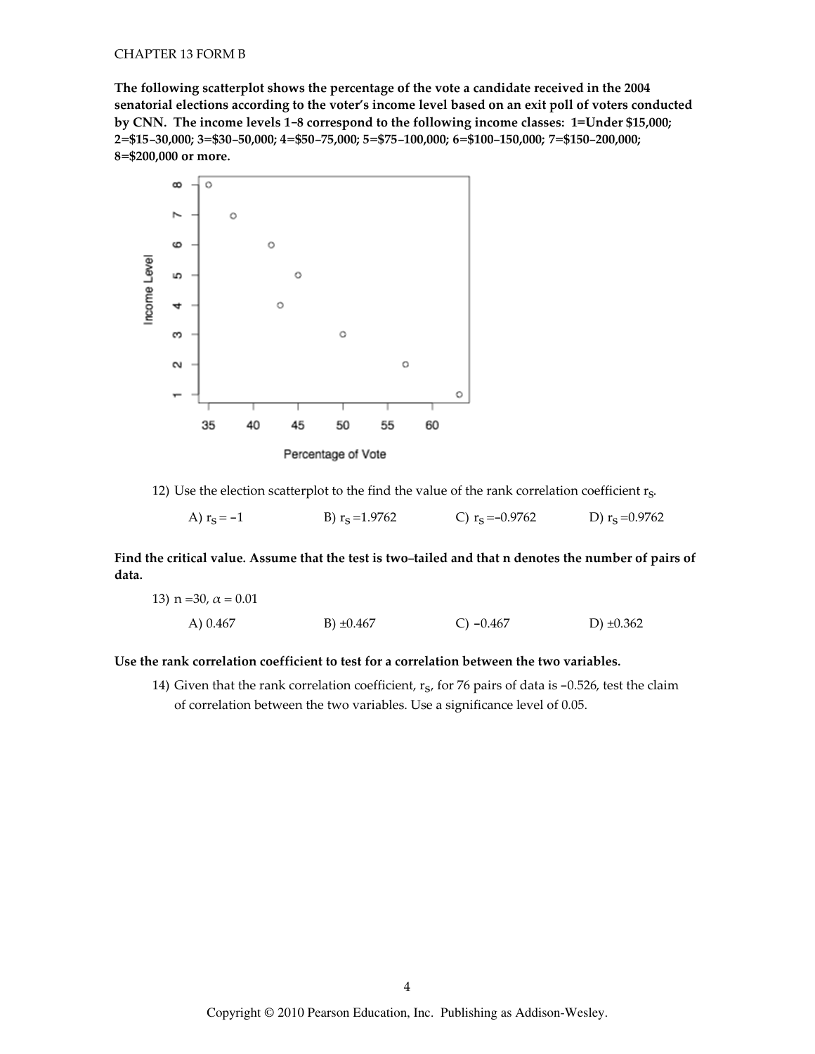**The following scatterplot shows the percentage of the vote a candidate received in the 2004 senatorial elections according to the voter's income level based on an exit poll of voters conducted by CNN. The income levels 1–8 correspond to the following income classes: 1=Under \$15,000; 2=\$15–30,000; 3=\$30–50,000; 4=\$50–75,000; 5=\$75–100,000; 6=\$100–150,000; 7=\$150–200,000; 8=\$200,000 or more.**

12) Use the election scatterplot to the find the value of the rank correlation coefficient $r_S$.

A) $r_S = -1$  B) $r_S = 1.9762$  C) $r_S = -0.9762$  D) $r_S = 0.9762$

**Find the critical value. Assume that the test is two–tailed and that n denotes the number of pairs of data.**

13) $n = 30$, $\alpha = 0.01$

A) 0.467  B) ±0.467  C) −0.467  D) ±0.362

**Use the rank correlation coefficient to test for a correlation between the two variables.**

14) Given that the rank correlation coefficient, $r_S$, for 76 pairs of data is −0.526, test the claim of correlation between the two variables. Use a significance level of 0.05.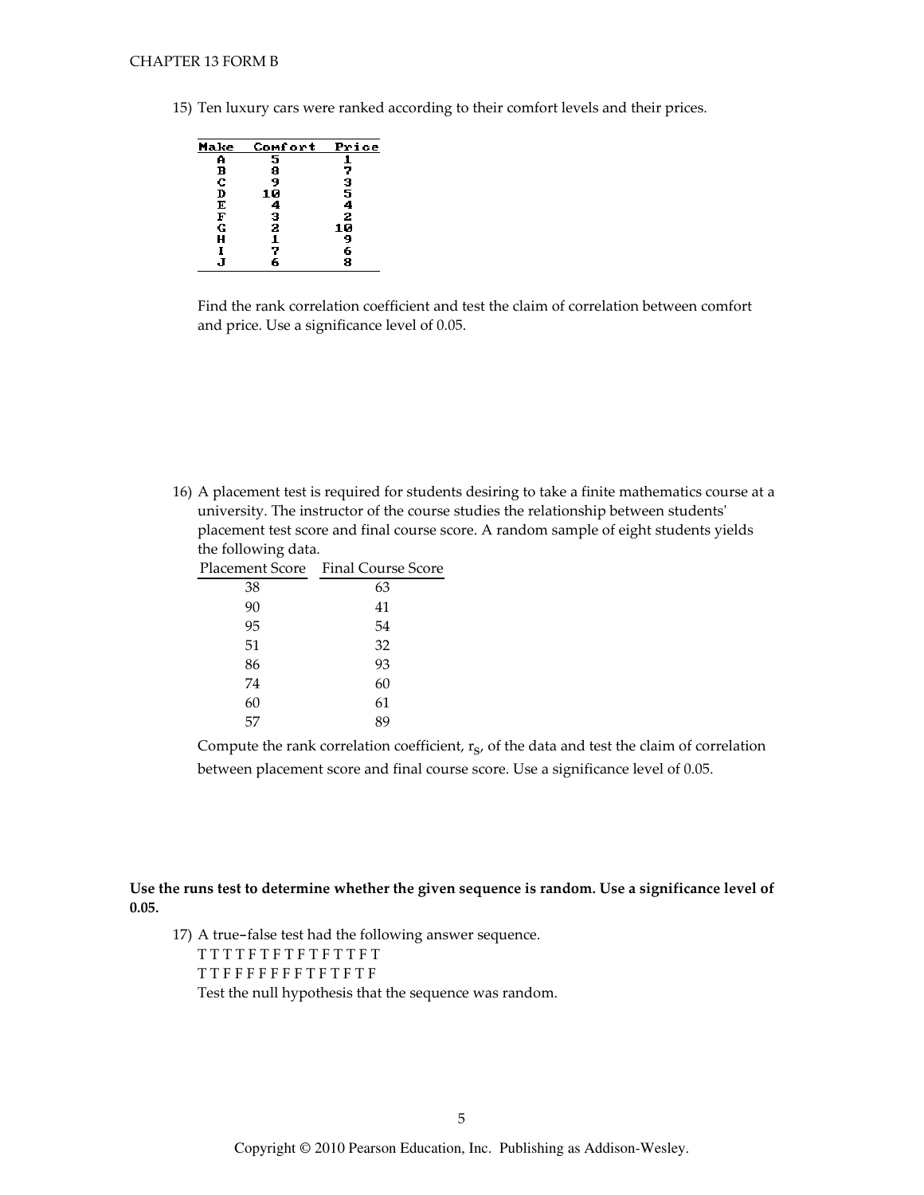15) Ten luxury cars were ranked according to their comfort levels and their prices.

| Make | Comfort | Price |
|---|---|---|
| A | 5 | 1 |
| B | 8 | 7 |
| C | 9 | 3 |
| D | 10 | 5 |
| E | 4 | 4 |
| F | 3 | 2 |
| G | 2 | 10 |
| H | 1 | 9 |
| I | 7 | 6 |
| J | 6 | 8 |

Find the rank correlation coefficient and test the claim of correlation between comfort and price. Use a significance level of 0.05.

16) A placement test is required for students desiring to take a finite mathematics course at a university. The instructor of the course studies the relationship between students' placement test score and final course score. A random sample of eight students yields the following data.

| Placement Score | Final Course Score |
|---|---|
| 38 | 63 |
| 90 | 41 |
| 95 | 54 |
| 51 | 32 |
| 86 | 93 |
| 74 | 60 |
| 60 | 61 |
| 57 | 89 |

Compute the rank correlation coefficient, $r_s$, of the data and test the claim of correlation between placement score and final course score. Use a significance level of 0.05.

**Use the runs test to determine whether the given sequence is random. Use a significance level of 0.05.**

17) A true-false test had the following answer sequence.
T T T T F T F T F T F T T F T
T T F F F F F F F T F T F T F
Test the null hypothesis that the sequence was random.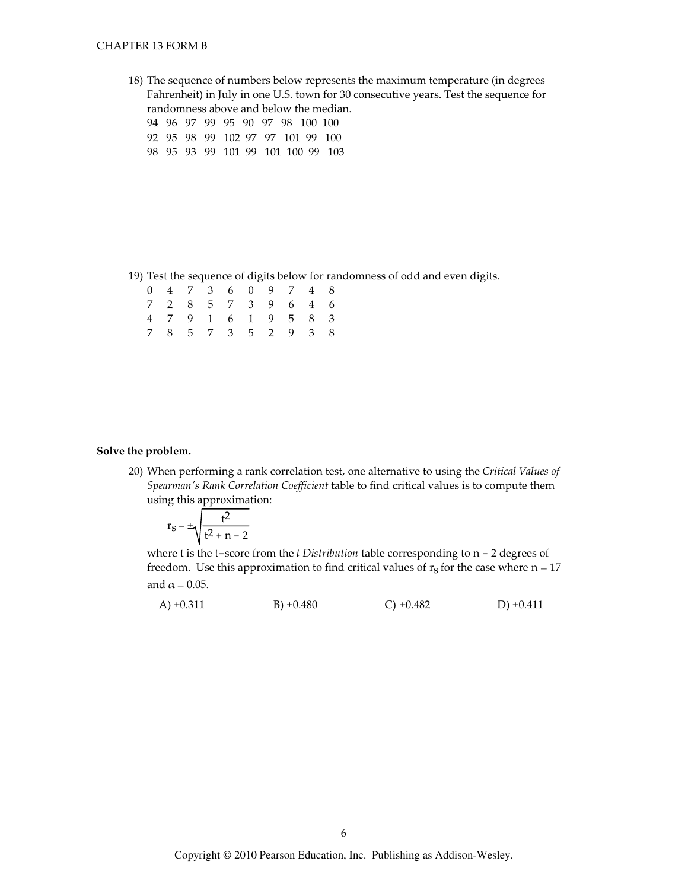18) The sequence of numbers below represents the maximum temperature (in degrees Fahrenheit) in July in one U.S. town for 30 consecutive years. Test the sequence for randomness above and below the median.

94 96 97 99 95 90 97 98 100 100
92 95 98 99 102 97 97 101 99 100
98 95 93 99 101 99 101 100 99 103

19) Test the sequence of digits below for randomness of odd and even digits.

0 4 7 3 6 0 9 7 4 8
7 2 8 5 7 3 9 6 4 6
4 7 9 1 6 1 9 5 8 3
7 8 5 7 3 5 2 9 3 8

**Solve the problem.**

20) When performing a rank correlation test, one alternative to using the *Critical Values of Spearman's Rank Correlation Coefficient* table to find critical values is to compute them using this approximation:

$$r_s = \pm\sqrt{\frac{t^2}{t^2 + n - 2}}$$

where t is the t–score from the *t Distribution* table corresponding to n – 2 degrees of freedom. Use this approximation to find critical values of $r_s$ for the case where n = 17 and $\alpha = 0.05$.

A) ±0.311 B) ±0.480 C) ±0.482 D) ±0.411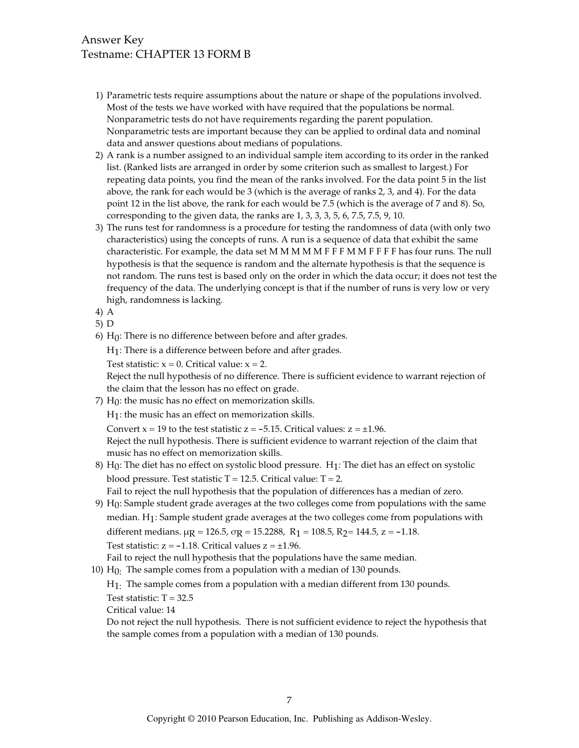Answer Key
Testname: CHAPTER 13 FORM B

1) Parametric tests require assumptions about the nature or shape of the populations involved. Most of the tests we have worked with have required that the populations be normal. Nonparametric tests do not have requirements regarding the parent population. Nonparametric tests are important because they can be applied to ordinal data and nominal data and answer questions about medians of populations.
2) A rank is a number assigned to an individual sample item according to its order in the ranked list. (Ranked lists are arranged in order by some criterion such as smallest to largest.) For repeating data points, you find the mean of the ranks involved. For the data point 5 in the list above, the rank for each would be 3 (which is the average of ranks 2, 3, and 4). For the data point 12 in the list above, the rank for each would be 7.5 (which is the average of 7 and 8). So, corresponding to the given data, the ranks are 1, 3, 3, 3, 5, 6, 7.5, 7.5, 9, 10.
3) The runs test for randomness is a procedure for testing the randomness of data (with only two characteristics) using the concepts of runs. A run is a sequence of data that exhibit the same characteristic. For example, the data set M M M M M F F F M M F F F F has four runs. The null hypothesis is that the sequence is random and the alternate hypothesis is that the sequence is not random. The runs test is based only on the order in which the data occur; it does not test the frequency of the data. The underlying concept is that if the number of runs is very low or very high, randomness is lacking.
4) A
5) D
6) $H_0$: There is no difference between before and after grades.

   $H_1$: There is a difference between before and after grades.

   Test statistic: $x = 0$. Critical value: $x = 2$.
   Reject the null hypothesis of no difference. There is sufficient evidence to warrant rejection of the claim that the lesson has no effect on grade.
7) $H_0$: the music has no effect on memorization skills.

   $H_1$: the music has an effect on memorization skills.

   Convert $x = 19$ to the test statistic $z = -5.15$. Critical values: $z = \pm 1.96$.
   Reject the null hypothesis. There is sufficient evidence to warrant rejection of the claim that music has no effect on memorization skills.
8) $H_0$: The diet has no effect on systolic blood pressure. $H_1$: The diet has an effect on systolic blood pressure. Test statistic $T = 12.5$. Critical value: $T = 2$.
   Fail to reject the null hypothesis that the population of differences has a median of zero.
9) $H_0$: Sample student grade averages at the two colleges come from populations with the same median. $H_1$: Sample student grade averages at the two colleges come from populations with different medians. $\mu_R = 126.5$, $\sigma_R = 15.2288$, $R_1 = 108.5$, $R_2 = 144.5$, $z = -1.18$.
   Test statistic: $z = -1.18$. Critical values $z = \pm 1.96$.
   Fail to reject the null hypothesis that the populations have the same median.
10) $H_0$: The sample comes from a population with a median of 130 pounds.

    $H_1$: The sample comes from a population with a median different from 130 pounds.

    Test statistic: $T = 32.5$
    Critical value: 14
    Do not reject the null hypothesis. There is not sufficient evidence to reject the hypothesis that the sample comes from a population with a median of 130 pounds.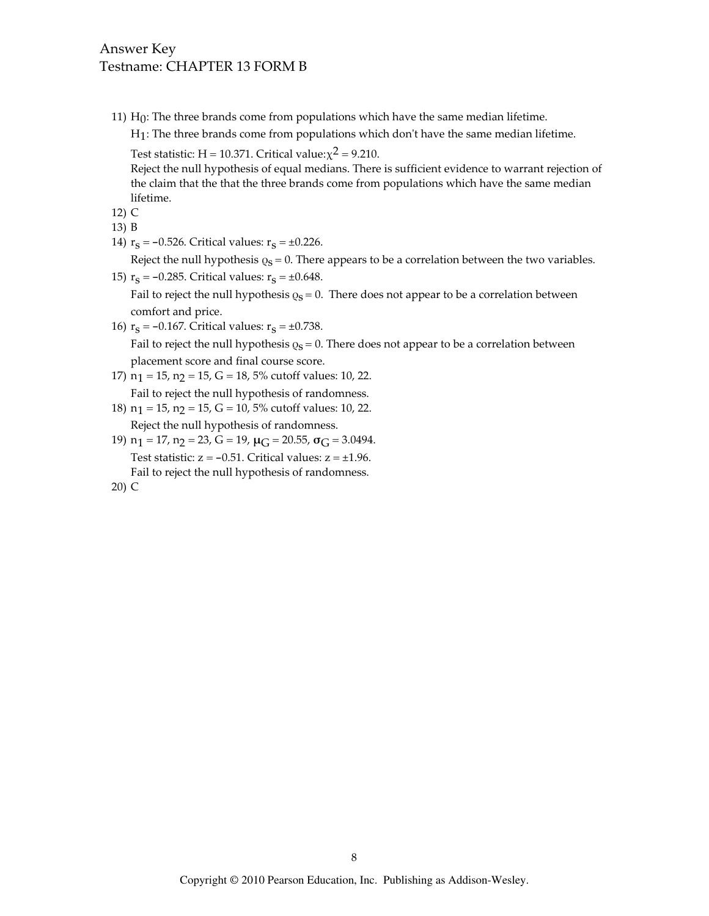Answer Key
Testname: CHAPTER 13 FORM B

11) $H_0$: The three brands come from populations which have the same median lifetime.

    $H_1$: The three brands come from populations which don't have the same median lifetime.

    Test statistic: H = 10.371. Critical value: $\chi^2 = 9.210$.
    Reject the null hypothesis of equal medians. There is sufficient evidence to warrant rejection of the claim that the that the three brands come from populations which have the same median lifetime.
12) C
13) B
14) $r_s = -0.526$. Critical values: $r_s = \pm 0.226$.

    Reject the null hypothesis $\rho_s = 0$. There appears to be a correlation between the two variables.
15) $r_s = -0.285$. Critical values: $r_s = \pm 0.648$.

    Fail to reject the null hypothesis $\rho_s = 0$. There does not appear to be a correlation between comfort and price.
16) $r_s = -0.167$. Critical values: $r_s = \pm 0.738$.

    Fail to reject the null hypothesis $\rho_s = 0$. There does not appear to be a correlation between placement score and final course score.
17) $n_1 = 15$, $n_2 = 15$, G = 18, 5% cutoff values: 10, 22.

    Fail to reject the null hypothesis of randomness.
18) $n_1 = 15$, $n_2 = 15$, G = 10, 5% cutoff values: 10, 22.

    Reject the null hypothesis of randomness.
19) $n_1 = 17$, $n_2 = 23$, G = 19, $\mu_G = 20.55$, $\sigma_G = 3.0494$.

    Test statistic: $z = -0.51$. Critical values: $z = \pm 1.96$.

    Fail to reject the null hypothesis of randomness.
20) C